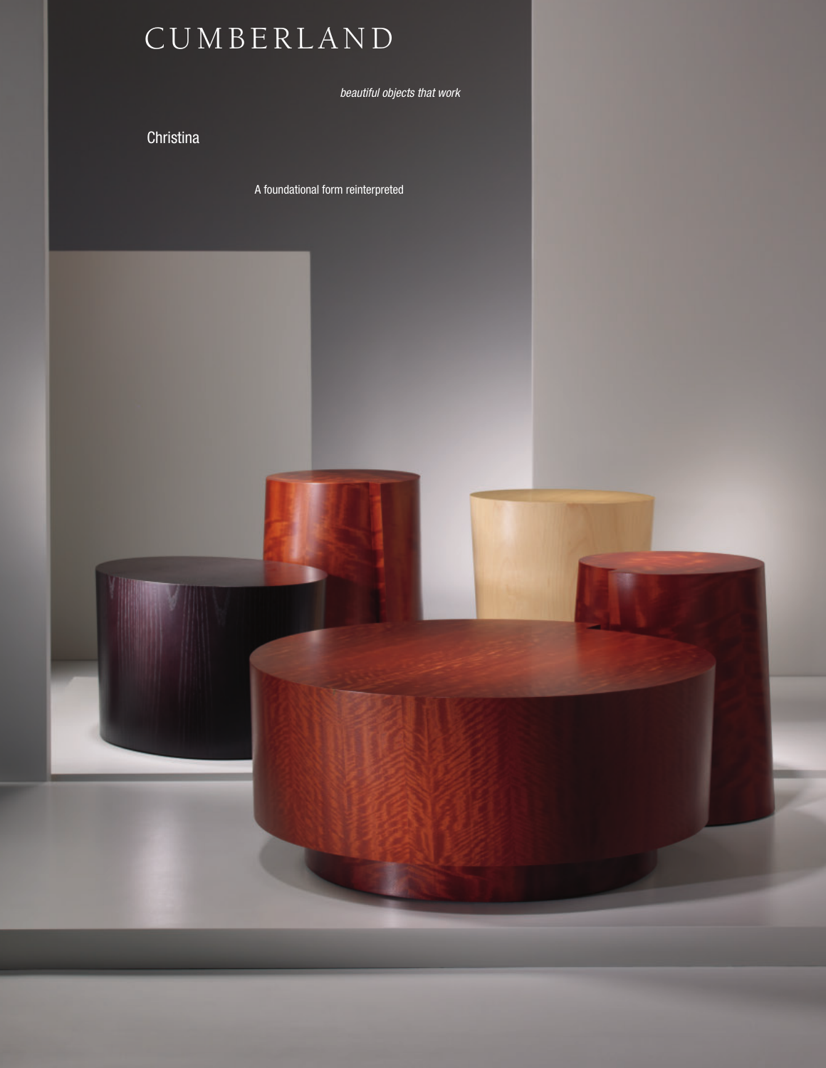# CUMBERLAND

*beautiful objects that work*

## Christina

A foundational form reinterpreted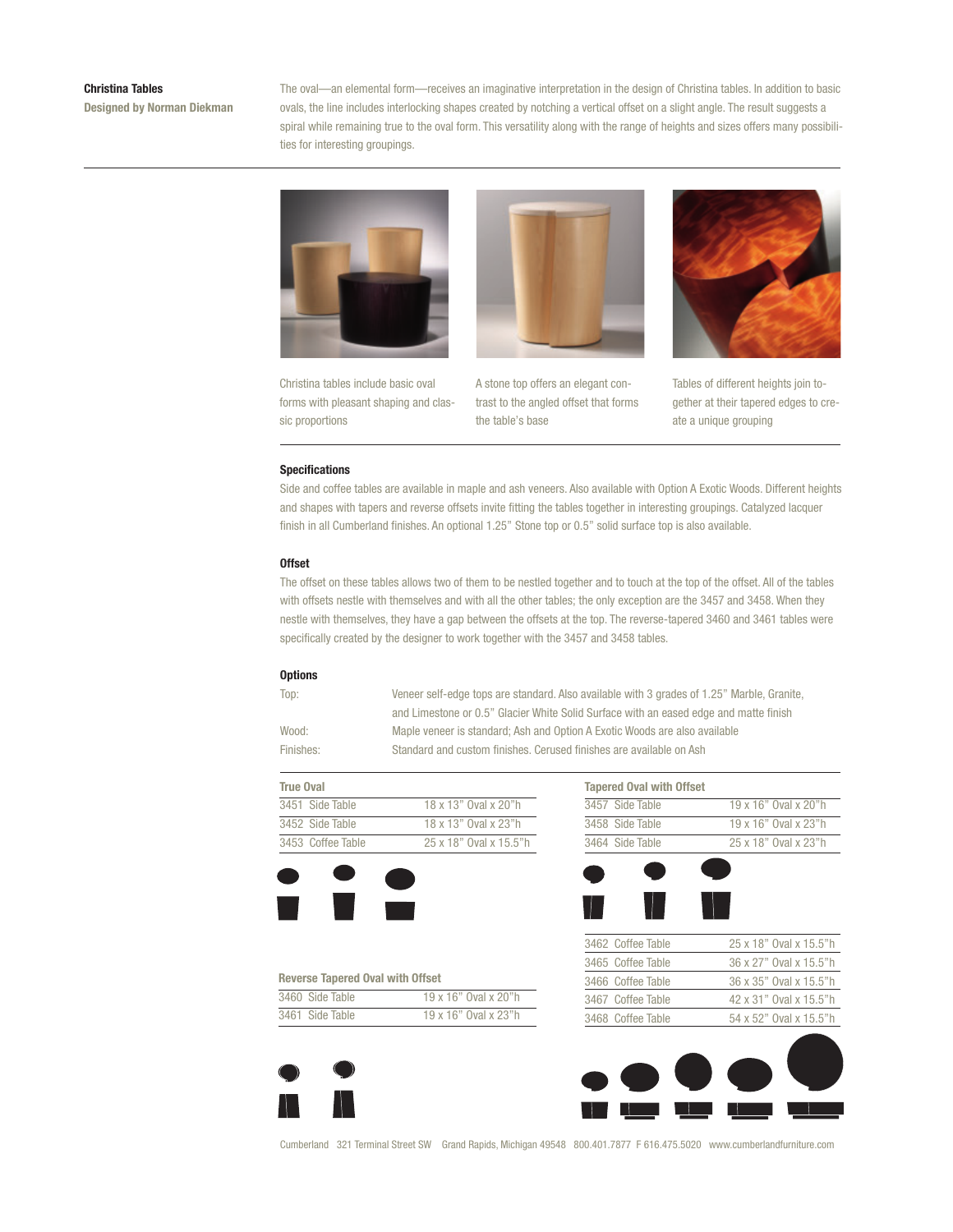## Christina Tables

**Designed by Norman Diekman**

The oval—an elemental form—receives an imaginative interpretation in the design of Christina tables. In addition to basic ovals, the line includes interlocking shapes created by notching a vertical offset on a slight angle. The result suggests a spiral while remaining true to the oval form. This versatility along with the range of heights and sizes offers many possibilities for interesting groupings.

Christina tables include basic oval forms with pleasant shaping and classic proportions

A stone top offers an elegant contrast to the angled offset that forms the table's base

Tables of different heights join together at their tapered edges to create a unique grouping

### Specifications

Side and coffee tables are available in maple and ash veneers. Also available with Option A Exotic Woods. Different heights and shapes with tapers and reverse offsets invite fitting the tables together in interesting groupings. Catalyzed lacquer finish in all Cumberland finishes. An optional 1.25" Stone top or 0.5" solid surface top is also available.

### Offset

The offset on these tables allows two of them to be nestled together and to touch at the top of the offset. All of the tables with offsets nestle with themselves and with all the other tables; the only exception are the 3457 and 3458. When they nestle with themselves, they have a gap between the offsets at the top. The reverse-tapered 3460 and 3461 tables were specifically created by the designer to work together with the 3457 and 3458 tables.

### Options

| | |
|---|---|
| Top: | Veneer self-edge tops are standard. Also available with 3 grades of 1.25" Marble, Granite, and Limestone or 0.5" Glacier White Solid Surface with an eased edge and matte finish |
| Wood: | Maple veneer is standard; Ash and Option A Exotic Woods are also available |
| Finishes: | Standard and custom finishes. Cerused finishes are available on Ash |

**True Oval**

| | |
|---|---|
| 3451 Side Table | 18 x 13" Oval x 20"h |
| 3452 Side Table | 18 x 13" Oval x 23"h |
| 3453 Coffee Table | 25 x 18" Oval x 15.5"h |

**Tapered Oval with Offset**

| | |
|---|---|
| 3457 Side Table | 19 x 16" Oval x 20"h |
| 3458 Side Table | 19 x 16" Oval x 23"h |
| 3464 Side Table | 25 x 18" Oval x 23"h |
| 3462 Coffee Table | 25 x 18" Oval x 15.5"h |
| 3465 Coffee Table | 36 x 27" Oval x 15.5"h |
| 3466 Coffee Table | 36 x 35" Oval x 15.5"h |
| 3467 Coffee Table | 42 x 31" Oval x 15.5"h |
| 3468 Coffee Table | 54 x 52" Oval x 15.5"h |

**Reverse Tapered Oval with Offset**

| | |
|---|---|
| 3460 Side Table | 19 x 16" Oval x 20"h |
| 3461 Side Table | 19 x 16" Oval x 23"h |

Cumberland 321 Terminal Street SW Grand Rapids, Michigan 49548 800.401.7877 F 616.475.5020 www.cumberlandfurniture.com